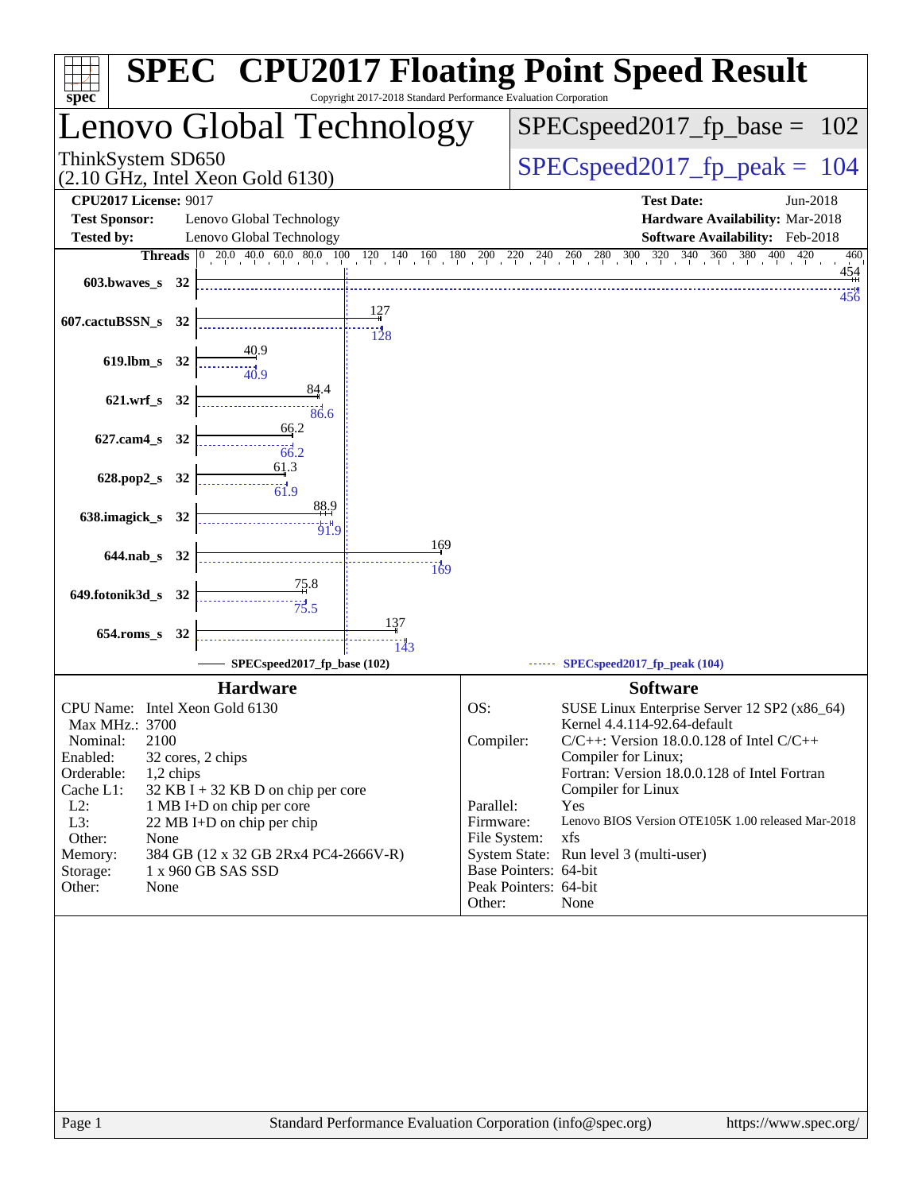# SPEC CPU2017 Floating Point Speed Result

Copyright 2017-2018 Standard Performance Evaluation Corporation

## Lenovo Global Technology

ThinkSystem SD650
(2.10 GHz, Intel Xeon Gold 6130)

SPECspeed2017_fp_base = 102

SPECspeed2017_fp_peak = 104

**CPU2017 License:** 9017
**Test Sponsor:** Lenovo Global Technology
**Tested by:** Lenovo Global Technology

**Test Date:** Jun-2018
**Hardware Availability:** Mar-2018
**Software Availability:** Feb-2018

| Benchmark | Threads | Base | Peak |
|---|---|---|---|
| 603.bwaves_s | 32 | 454 | 456 |
| 607.cactuBSSN_s | 32 | 127 | 128 |
| 619.lbm_s | 32 | 40.9 | 40.9 |
| 621.wrf_s | 32 | 84.4 | 86.6 |
| 627.cam4_s | 32 | 66.2 | 66.2 |
| 628.pop2_s | 32 | 61.3 | 61.9 |
| 638.imagick_s | 32 | 88.9 | 91.9 |
| 644.nab_s | 32 | 169 | 169 |
| 649.fotonik3d_s | 32 | 75.8 | 75.5 |
| 654.roms_s | 32 | 137 | 143 |

SPECspeed2017_fp_base (102) — SPECspeed2017_fp_peak (104)

### Hardware

- CPU Name: Intel Xeon Gold 6130
- Max MHz.: 3700
- Nominal: 2100
- Enabled: 32 cores, 2 chips
- Orderable: 1,2 chips
- Cache L1: 32 KB I + 32 KB D on chip per core
- L2: 1 MB I+D on chip per core
- L3: 22 MB I+D on chip per chip
- Other: None
- Memory: 384 GB (12 x 32 GB 2Rx4 PC4-2666V-R)
- Storage: 1 x 960 GB SAS SSD
- Other: None

### Software

- OS: SUSE Linux Enterprise Server 12 SP2 (x86_64) Kernel 4.4.114-92.64-default
- Compiler: C/C++: Version 18.0.0.128 of Intel C/C++ Compiler for Linux; Fortran: Version 18.0.0.128 of Intel Fortran Compiler for Linux
- Parallel: Yes
- Firmware: Lenovo BIOS Version OTE105K 1.00 released Mar-2018
- File System: xfs
- System State: Run level 3 (multi-user)
- Base Pointers: 64-bit
- Peak Pointers: 64-bit
- Other: None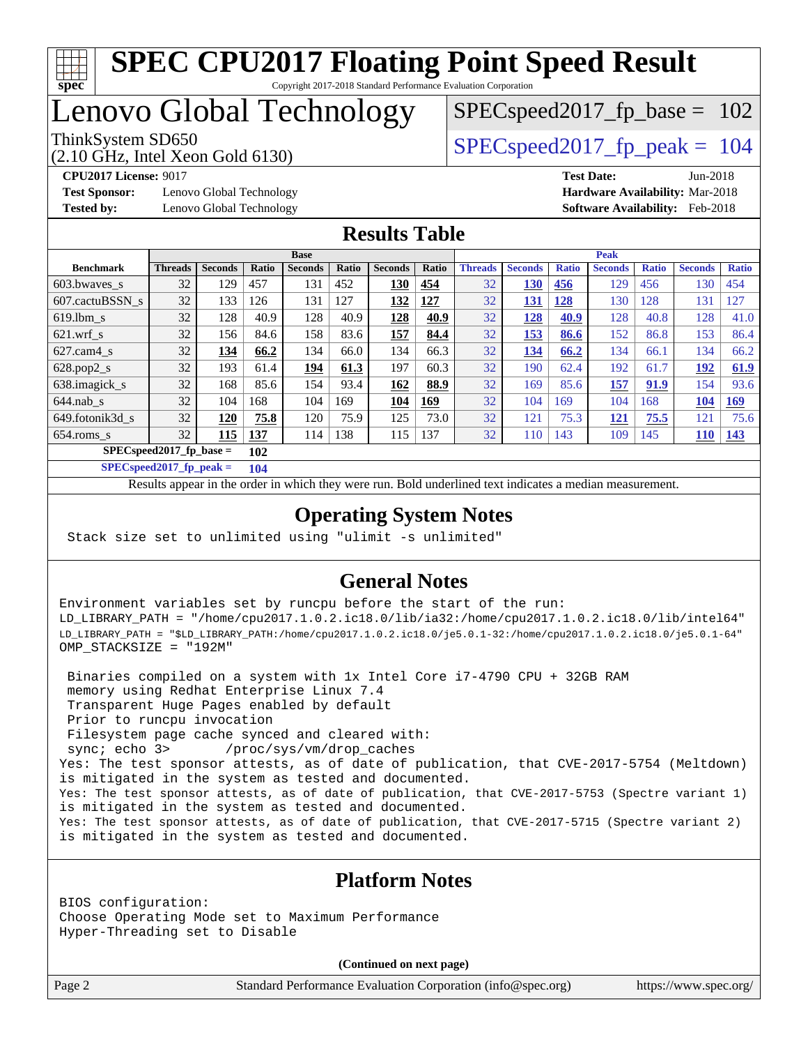# SPEC CPU2017 Floating Point Speed Result

Copyright 2017-2018 Standard Performance Evaluation Corporation

# Lenovo Global Technology

ThinkSystem SD650
(2.10 GHz, Intel Xeon Gold 6130)

SPECspeed2017_fp_base = 102

SPECspeed2017_fp_peak = 104

**CPU2017 License:** 9017
**Test Sponsor:** Lenovo Global Technology
**Tested by:** Lenovo Global Technology

**Test Date:** Jun-2018
**Hardware Availability:** Mar-2018
**Software Availability:** Feb-2018

## Results Table

| | Base | | | | | | | Peak | | | | | | |
|---|---|---|---|---|---|---|---|---|---|---|---|---|---|---|
| **Benchmark** | **Threads** | **Seconds** | **Ratio** | **Seconds** | **Ratio** | **Seconds** | **Ratio** | **Threads** | **Seconds** | **Ratio** | **Seconds** | **Ratio** | **Seconds** | **Ratio** |
| 603.bwaves_s | 32 | 129 | 457 | 131 | 452 | **130** | **454** | 32 | **130** | **456** | 129 | 456 | 130 | 454 |
| 607.cactuBSSN_s | 32 | 133 | 126 | 131 | 127 | **132** | **127** | 32 | **131** | **128** | 130 | 128 | 131 | 127 |
| 619.lbm_s | 32 | 128 | 40.9 | 128 | 40.9 | **128** | **40.9** | 32 | **128** | **40.9** | 128 | 40.8 | 128 | 41.0 |
| 621.wrf_s | 32 | 156 | 84.6 | 158 | 83.6 | **157** | **84.4** | 32 | **153** | **86.6** | 152 | 86.8 | 153 | 86.4 |
| 627.cam4_s | 32 | **134** | **66.2** | 134 | 66.0 | 134 | 66.3 | 32 | **134** | **66.2** | 134 | 66.1 | 134 | 66.2 |
| 628.pop2_s | 32 | 193 | 61.4 | **194** | **61.3** | 197 | 60.3 | 32 | 190 | 62.4 | 192 | 61.7 | **192** | **61.9** |
| 638.imagick_s | 32 | 168 | 85.6 | 154 | 93.4 | **162** | **88.9** | 32 | 169 | 85.6 | **157** | **91.9** | 154 | 93.6 |
| 644.nab_s | 32 | 104 | 168 | 104 | 169 | **104** | **169** | 32 | 104 | 169 | 104 | 168 | **104** | **169** |
| 649.fotonik3d_s | 32 | **120** | **75.8** | 120 | 75.9 | 125 | 73.0 | 32 | 121 | 75.3 | **121** | **75.5** | 121 | 75.6 |
| 654.roms_s | 32 | **115** | **137** | 114 | 138 | 115 | 137 | 32 | 110 | 143 | 109 | 145 | **110** | **143** |

**SPECspeed2017_fp_base = 102**

**SPECspeed2017_fp_peak = 104**

Results appear in the order in which they were run. Bold underlined text indicates a median measurement.

## Operating System Notes

```
Stack size set to unlimited using "ulimit -s unlimited"
```

## General Notes

```
Environment variables set by runcpu before the start of the run:
LD_LIBRARY_PATH = "/home/cpu2017.1.0.2.ic18.0/lib/ia32:/home/cpu2017.1.0.2.ic18.0/lib/intel64"
LD_LIBRARY_PATH = "$LD_LIBRARY_PATH:/home/cpu2017.1.0.2.ic18.0/je5.0.1-32:/home/cpu2017.1.0.2.ic18.0/je5.0.1-64"
OMP_STACKSIZE = "192M"

 Binaries compiled on a system with 1x Intel Core i7-4790 CPU + 32GB RAM
 memory using Redhat Enterprise Linux 7.4
 Transparent Huge Pages enabled by default
 Prior to runcpu invocation
 Filesystem page cache synced and cleared with:
 sync; echo 3>       /proc/sys/vm/drop_caches
Yes: The test sponsor attests, as of date of publication, that CVE-2017-5754 (Meltdown)
is mitigated in the system as tested and documented.
Yes: The test sponsor attests, as of date of publication, that CVE-2017-5753 (Spectre variant 1)
is mitigated in the system as tested and documented.
Yes: The test sponsor attests, as of date of publication, that CVE-2017-5715 (Spectre variant 2)
is mitigated in the system as tested and documented.
```

## Platform Notes

```
BIOS configuration:
Choose Operating Mode set to Maximum Performance
Hyper-Threading set to Disable
```

**(Continued on next page)**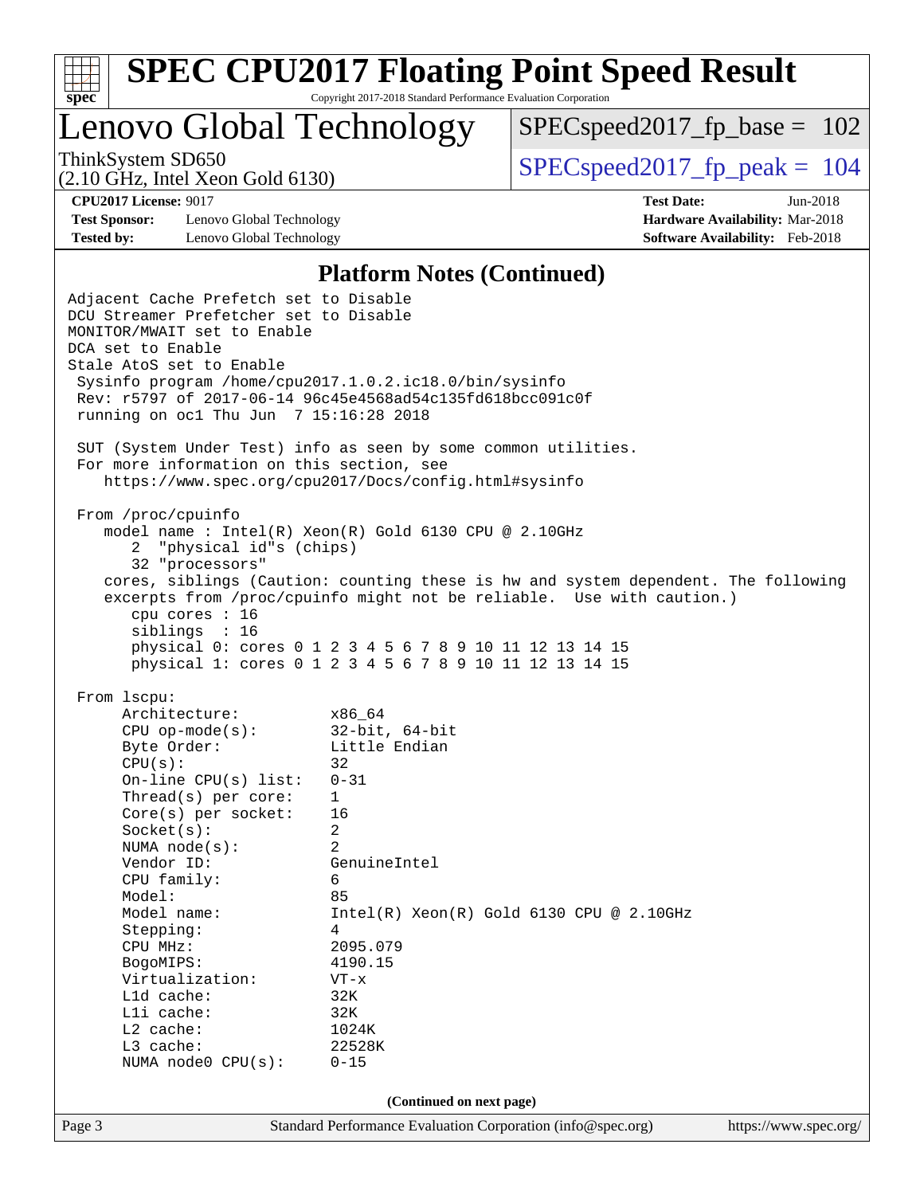# Lenovo Global Technology

ThinkSystem SD650
(2.10 GHz, Intel Xeon Gold 6130)

SPECspeed2017_fp_base = 102

SPECspeed2017_fp_peak = 104

**CPU2017 License:** 9017
**Test Sponsor:** Lenovo Global Technology
**Tested by:** Lenovo Global Technology

**Test Date:** Jun-2018
**Hardware Availability:** Mar-2018
**Software Availability:** Feb-2018

## Platform Notes (Continued)

```
Adjacent Cache Prefetch set to Disable
DCU Streamer Prefetcher set to Disable
MONITOR/MWAIT set to Enable
DCA set to Enable
Stale AtoS set to Enable
 Sysinfo program /home/cpu2017.1.0.2.ic18.0/bin/sysinfo
 Rev: r5797 of 2017-06-14 96c45e4568ad54c135fd618bcc091c0f
 running on oc1 Thu Jun  7 15:16:28 2018

 SUT (System Under Test) info as seen by some common utilities.
 For more information on this section, see
    https://www.spec.org/cpu2017/Docs/config.html#sysinfo

 From /proc/cpuinfo
    model name : Intel(R) Xeon(R) Gold 6130 CPU @ 2.10GHz
       2  "physical id"s (chips)
       32 "processors"
    cores, siblings (Caution: counting these is hw and system dependent. The following
    excerpts from /proc/cpuinfo might not be reliable.  Use with caution.)
       cpu cores : 16
       siblings  : 16
       physical 0: cores 0 1 2 3 4 5 6 7 8 9 10 11 12 13 14 15
       physical 1: cores 0 1 2 3 4 5 6 7 8 9 10 11 12 13 14 15

 From lscpu:
      Architecture:          x86_64
      CPU op-mode(s):        32-bit, 64-bit
      Byte Order:            Little Endian
      CPU(s):                32
      On-line CPU(s) list:   0-31
      Thread(s) per core:    1
      Core(s) per socket:    16
      Socket(s):             2
      NUMA node(s):          2
      Vendor ID:             GenuineIntel
      CPU family:            6
      Model:                 85
      Model name:            Intel(R) Xeon(R) Gold 6130 CPU @ 2.10GHz
      Stepping:              4
      CPU MHz:               2095.079
      BogoMIPS:              4190.15
      Virtualization:        VT-x
      L1d cache:             32K
      L1i cache:             32K
      L2 cache:              1024K
      L3 cache:              22528K
      NUMA node0 CPU(s):     0-15
```

(Continued on next page)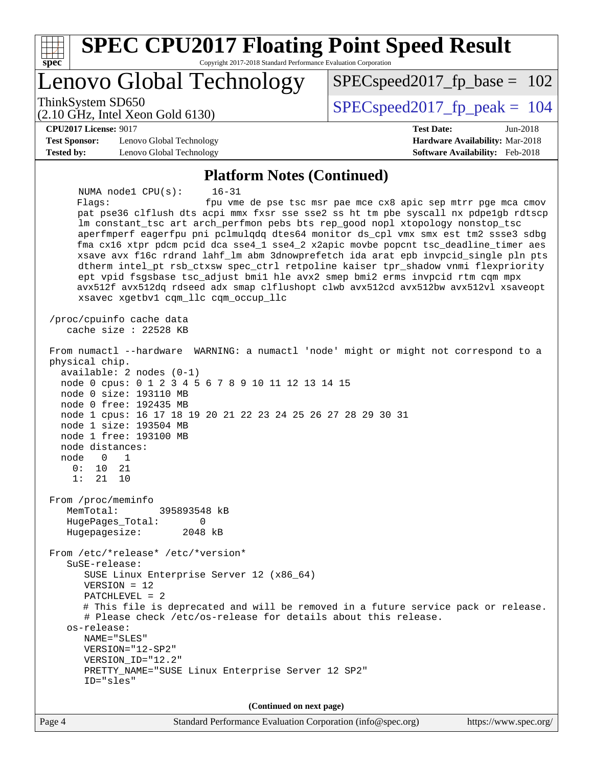## Platform Notes (Continued)

```
     NUMA node1 CPU(s):     16-31
     Flags:                 fpu vme de pse tsc msr pae mce cx8 apic sep mtrr pge mca cmov
     pat pse36 clflush dts acpi mmx fxsr sse sse2 ss ht tm pbe syscall nx pdpe1gb rdtscp
     lm constant_tsc art arch_perfmon pebs bts rep_good nopl xtopology nonstop_tsc
     aperfmperf eagerfpu pni pclmulqdq dtes64 monitor ds_cpl vmx smx est tm2 ssse3 sdbg
     fma cx16 xtpr pdcm pcid dca sse4_1 sse4_2 x2apic movbe popcnt tsc_deadline_timer aes
     xsave avx f16c rdrand lahf_lm abm 3dnowprefetch ida arat epb invpcid_single pln pts
     dtherm intel_pt rsb_ctxsw spec_ctrl retpoline kaiser tpr_shadow vnmi flexpriority
     ept vpid fsgsbase tsc_adjust bmi1 hle avx2 smep bmi2 erms invpcid rtm cqm mpx
     avx512f avx512dq rdseed adx smap clflushopt clwb avx512cd avx512bw avx512vl xsaveopt
     xsavec xgetbv1 cqm_llc cqm_occup_llc

 /proc/cpuinfo cache data
    cache size : 22528 KB

 From numactl --hardware  WARNING: a numactl 'node' might or might not correspond to a
 physical chip.
   available: 2 nodes (0-1)
   node 0 cpus: 0 1 2 3 4 5 6 7 8 9 10 11 12 13 14 15
   node 0 size: 193110 MB
   node 0 free: 192435 MB
   node 1 cpus: 16 17 18 19 20 21 22 23 24 25 26 27 28 29 30 31
   node 1 size: 193504 MB
   node 1 free: 193100 MB
   node distances:
   node   0   1
     0:  10  21
     1:  21  10

 From /proc/meminfo
    MemTotal:       395893548 kB
    HugePages_Total:       0
    Hugepagesize:       2048 kB

 From /etc/*release* /etc/*version*
    SuSE-release:
       SUSE Linux Enterprise Server 12 (x86_64)
       VERSION = 12
       PATCHLEVEL = 2
       # This file is deprecated and will be removed in a future service pack or release.
       # Please check /etc/os-release for details about this release.
    os-release:
       NAME="SLES"
       VERSION="12-SP2"
       VERSION_ID="12.2"
       PRETTY_NAME="SUSE Linux Enterprise Server 12 SP2"
       ID="sles"
```

**(Continued on next page)**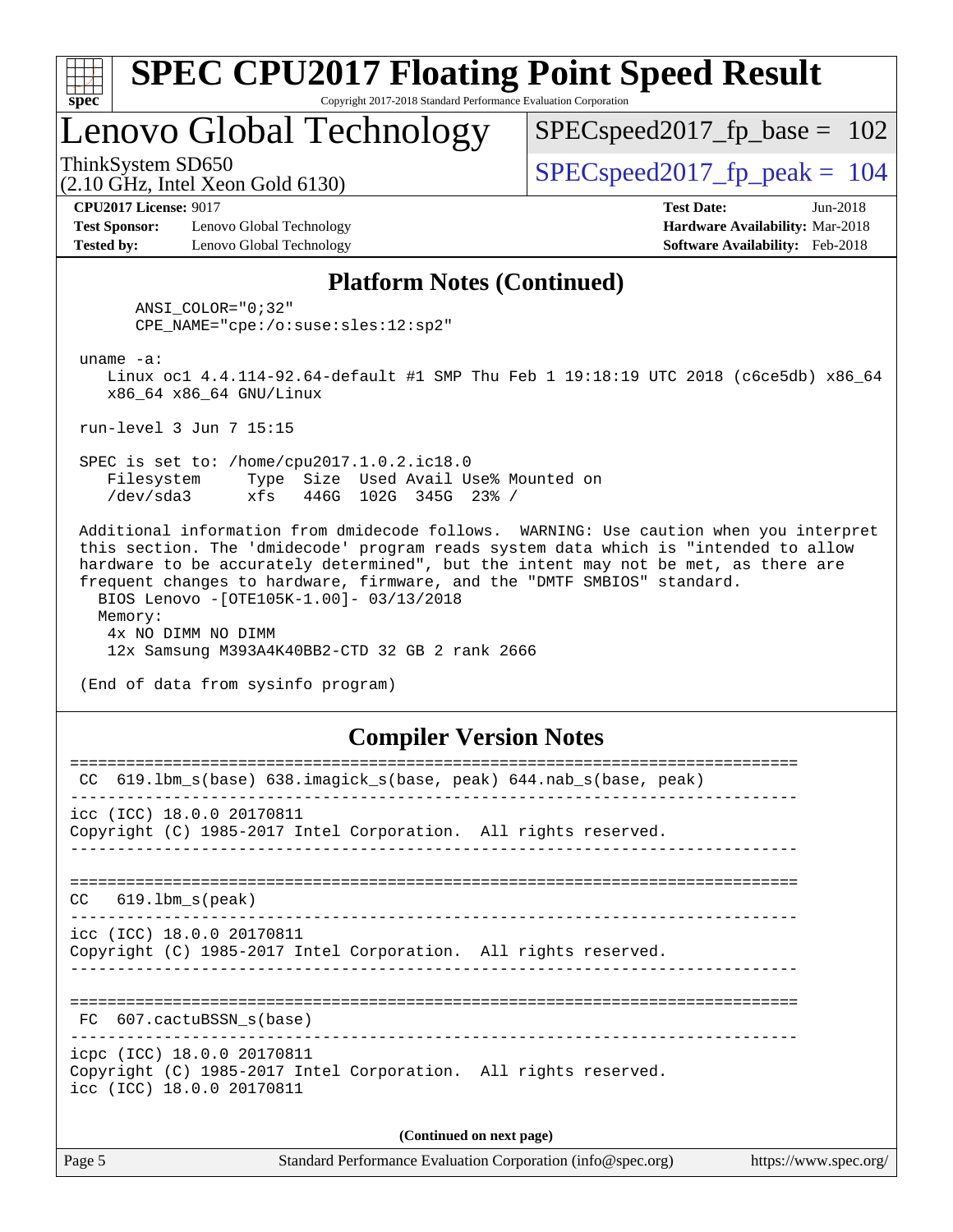## Platform Notes (Continued)

```
      ANSI_COLOR="0;32"
      CPE_NAME="cpe:/o:suse:sles:12:sp2"

 uname -a:
    Linux oc1 4.4.114-92.64-default #1 SMP Thu Feb 1 19:18:19 UTC 2018 (c6ce5db) x86_64
    x86_64 x86_64 GNU/Linux

 run-level 3 Jun 7 15:15

 SPEC is set to: /home/cpu2017.1.0.2.ic18.0
    Filesystem     Type  Size  Used Avail Use% Mounted on
    /dev/sda3      xfs   446G  102G  345G  23% /

 Additional information from dmidecode follows.  WARNING: Use caution when you interpret
 this section. The 'dmidecode' program reads system data which is "intended to allow
 hardware to be accurately determined", but the intent may not be met, as there are
 frequent changes to hardware, firmware, and the "DMTF SMBIOS" standard.
   BIOS Lenovo -[OTE105K-1.00]- 03/13/2018
   Memory:
    4x NO DIMM NO DIMM
    12x Samsung M393A4K40BB2-CTD 32 GB 2 rank 2666

 (End of data from sysinfo program)
```

## Compiler Version Notes

```
==============================================================================
 CC  619.lbm_s(base) 638.imagick_s(base, peak) 644.nab_s(base, peak)
------------------------------------------------------------------------------
icc (ICC) 18.0.0 20170811
Copyright (C) 1985-2017 Intel Corporation.  All rights reserved.
------------------------------------------------------------------------------

==============================================================================
CC   619.lbm_s(peak)
------------------------------------------------------------------------------
icc (ICC) 18.0.0 20170811
Copyright (C) 1985-2017 Intel Corporation.  All rights reserved.
------------------------------------------------------------------------------

==============================================================================
 FC  607.cactuBSSN_s(base)
------------------------------------------------------------------------------
icpc (ICC) 18.0.0 20170811
Copyright (C) 1985-2017 Intel Corporation.  All rights reserved.
icc (ICC) 18.0.0 20170811
```

**(Continued on next page)**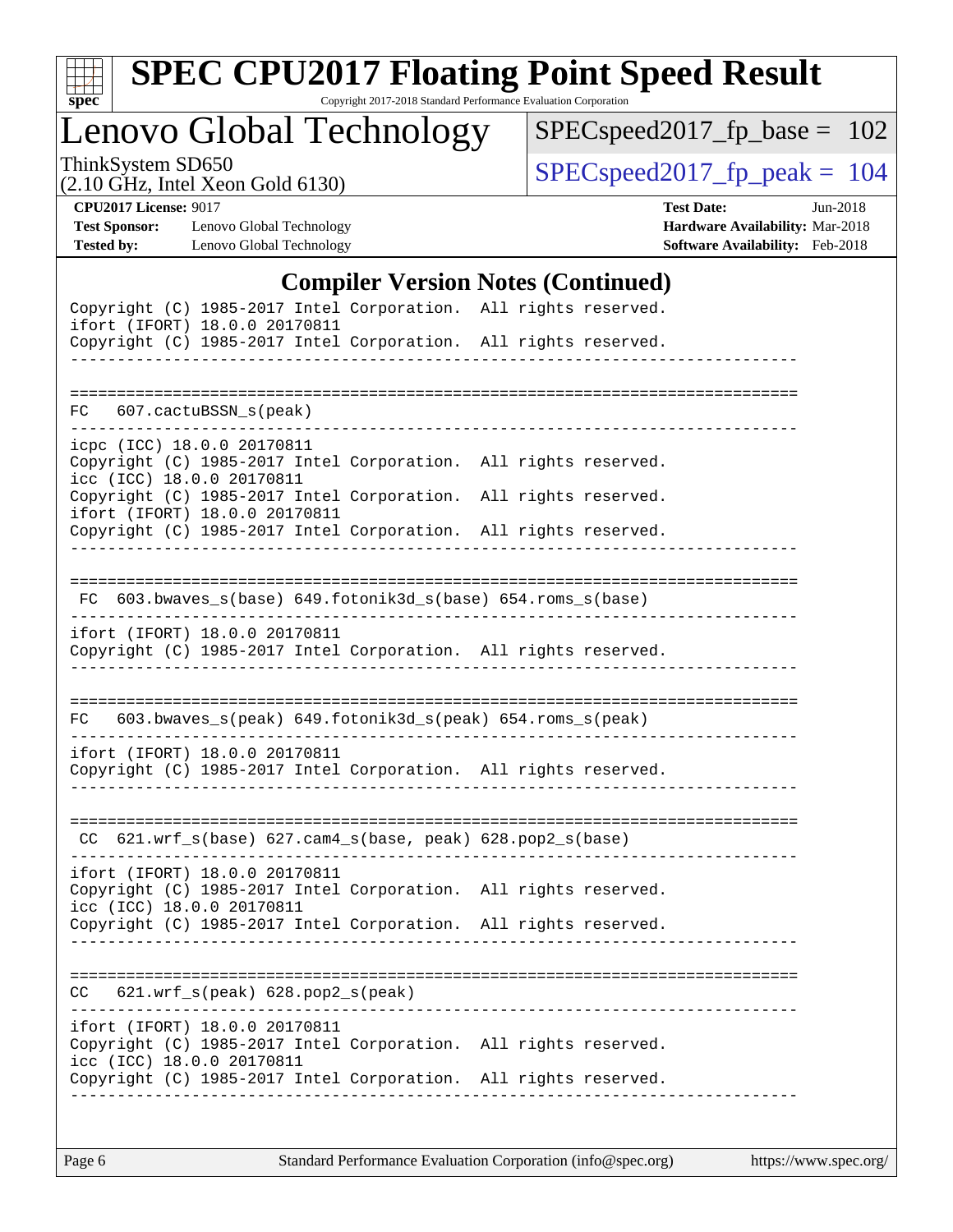## Compiler Version Notes (Continued)

```
Copyright (C) 1985-2017 Intel Corporation.  All rights reserved.
ifort (IFORT) 18.0.0 20170811
Copyright (C) 1985-2017 Intel Corporation.  All rights reserved.
------------------------------------------------------------------------------

==============================================================================
FC   607.cactuBSSN_s(peak)
------------------------------------------------------------------------------
icpc (ICC) 18.0.0 20170811
Copyright (C) 1985-2017 Intel Corporation.  All rights reserved.
icc (ICC) 18.0.0 20170811
Copyright (C) 1985-2017 Intel Corporation.  All rights reserved.
ifort (IFORT) 18.0.0 20170811
Copyright (C) 1985-2017 Intel Corporation.  All rights reserved.
------------------------------------------------------------------------------

==============================================================================
 FC  603.bwaves_s(base) 649.fotonik3d_s(base) 654.roms_s(base)
------------------------------------------------------------------------------
ifort (IFORT) 18.0.0 20170811
Copyright (C) 1985-2017 Intel Corporation.  All rights reserved.
------------------------------------------------------------------------------

==============================================================================
FC   603.bwaves_s(peak) 649.fotonik3d_s(peak) 654.roms_s(peak)
------------------------------------------------------------------------------
ifort (IFORT) 18.0.0 20170811
Copyright (C) 1985-2017 Intel Corporation.  All rights reserved.
------------------------------------------------------------------------------

==============================================================================
 CC  621.wrf_s(base) 627.cam4_s(base, peak) 628.pop2_s(base)
------------------------------------------------------------------------------
ifort (IFORT) 18.0.0 20170811
Copyright (C) 1985-2017 Intel Corporation.  All rights reserved.
icc (ICC) 18.0.0 20170811
Copyright (C) 1985-2017 Intel Corporation.  All rights reserved.
------------------------------------------------------------------------------

==============================================================================
CC   621.wrf_s(peak) 628.pop2_s(peak)
------------------------------------------------------------------------------
ifort (IFORT) 18.0.0 20170811
Copyright (C) 1985-2017 Intel Corporation.  All rights reserved.
icc (ICC) 18.0.0 20170811
Copyright (C) 1985-2017 Intel Corporation.  All rights reserved.
------------------------------------------------------------------------------
```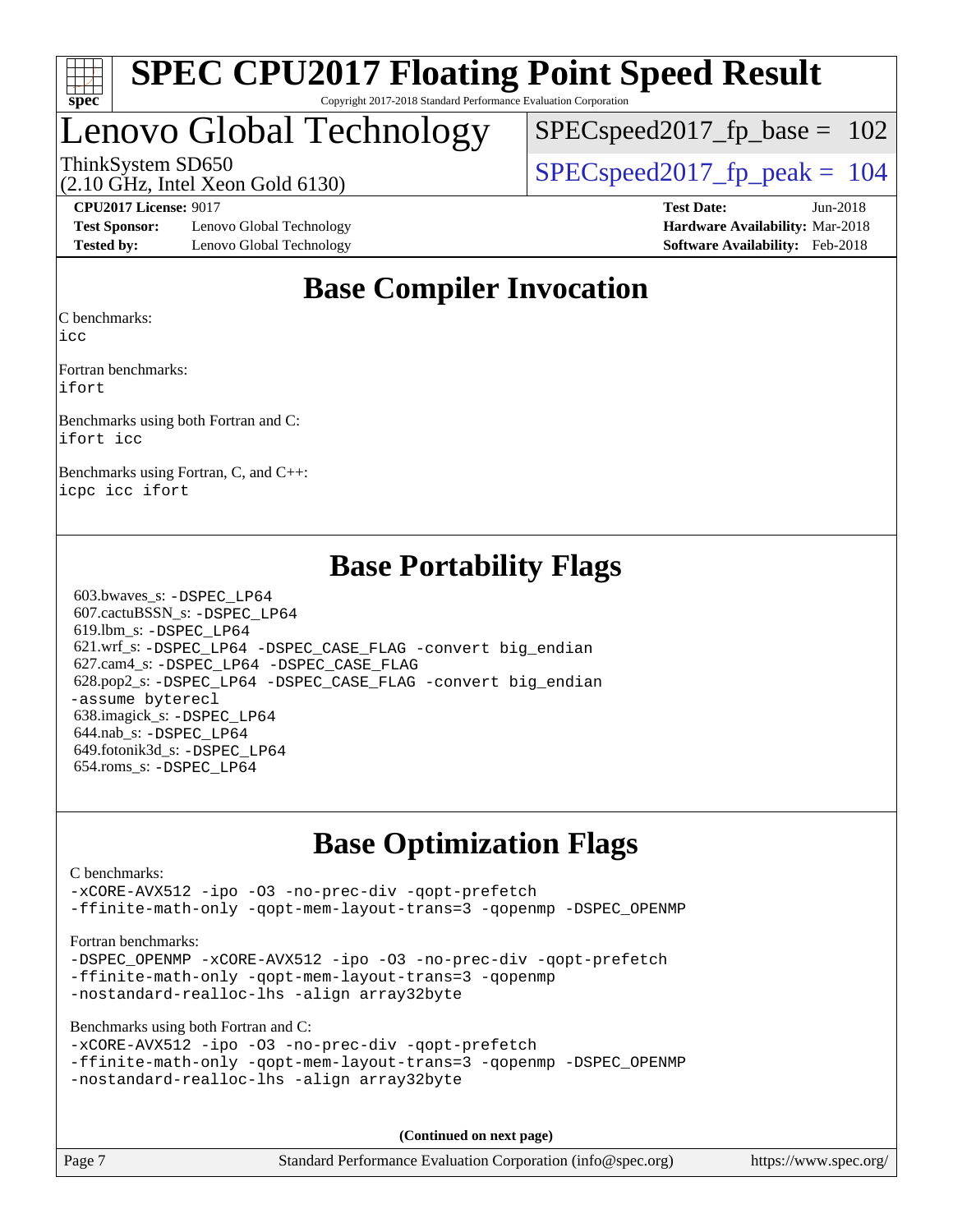# SPEC CPU2017 Floating Point Speed Result

Copyright 2017-2018 Standard Performance Evaluation Corporation

## Lenovo Global Technology

ThinkSystem SD650
(2.10 GHz, Intel Xeon Gold 6130)

SPECspeed2017_fp_base = 102

SPECspeed2017_fp_peak = 104

**CPU2017 License:** 9017
**Test Sponsor:** Lenovo Global Technology
**Tested by:** Lenovo Global Technology

**Test Date:** Jun-2018
**Hardware Availability:** Mar-2018
**Software Availability:** Feb-2018

## Base Compiler Invocation

C benchmarks:
```
icc
```

Fortran benchmarks:
```
ifort
```

Benchmarks using both Fortran and C:
```
ifort icc
```

Benchmarks using Fortran, C, and C++:
```
icpc icc ifort
```

## Base Portability Flags

603.bwaves_s: `-DSPEC_LP64`
607.cactuBSSN_s: `-DSPEC_LP64`
619.lbm_s: `-DSPEC_LP64`
621.wrf_s: `-DSPEC_LP64 -DSPEC_CASE_FLAG -convert big_endian`
627.cam4_s: `-DSPEC_LP64 -DSPEC_CASE_FLAG`
628.pop2_s: `-DSPEC_LP64 -DSPEC_CASE_FLAG -convert big_endian -assume byterecl`
638.imagick_s: `-DSPEC_LP64`
644.nab_s: `-DSPEC_LP64`
649.fotonik3d_s: `-DSPEC_LP64`
654.roms_s: `-DSPEC_LP64`

## Base Optimization Flags

C benchmarks:
```
-xCORE-AVX512 -ipo -O3 -no-prec-div -qopt-prefetch
-ffinite-math-only -qopt-mem-layout-trans=3 -qopenmp -DSPEC_OPENMP
```

Fortran benchmarks:
```
-DSPEC_OPENMP -xCORE-AVX512 -ipo -O3 -no-prec-div -qopt-prefetch
-ffinite-math-only -qopt-mem-layout-trans=3 -qopenmp
-nostandard-realloc-lhs -align array32byte
```

Benchmarks using both Fortran and C:
```
-xCORE-AVX512 -ipo -O3 -no-prec-div -qopt-prefetch
-ffinite-math-only -qopt-mem-layout-trans=3 -qopenmp -DSPEC_OPENMP
-nostandard-realloc-lhs -align array32byte
```

**(Continued on next page)**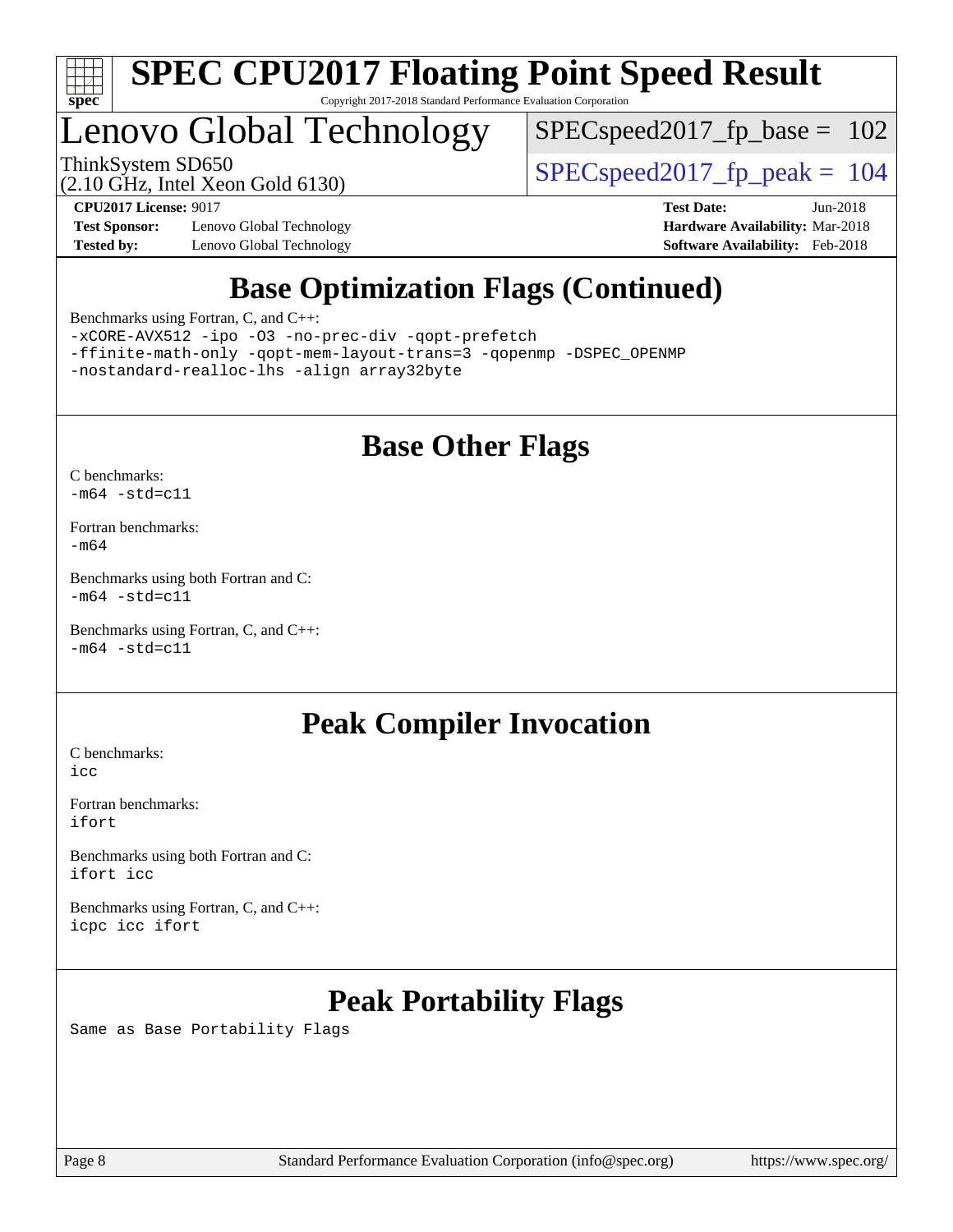## Base Optimization Flags (Continued)

Benchmarks using Fortran, C, and C++:

```
-xCORE-AVX512 -ipo -O3 -no-prec-div -qopt-prefetch
-ffinite-math-only -qopt-mem-layout-trans=3 -qopenmp -DSPEC_OPENMP
-nostandard-realloc-lhs -align array32byte
```

## Base Other Flags

C benchmarks:
`-m64 -std=c11`

Fortran benchmarks:
`-m64`

Benchmarks using both Fortran and C:
`-m64 -std=c11`

Benchmarks using Fortran, C, and C++:
`-m64 -std=c11`

## Peak Compiler Invocation

C benchmarks:
`icc`

Fortran benchmarks:
`ifort`

Benchmarks using both Fortran and C:
`ifort icc`

Benchmarks using Fortran, C, and C++:
`icpc icc ifort`

## Peak Portability Flags

Same as Base Portability Flags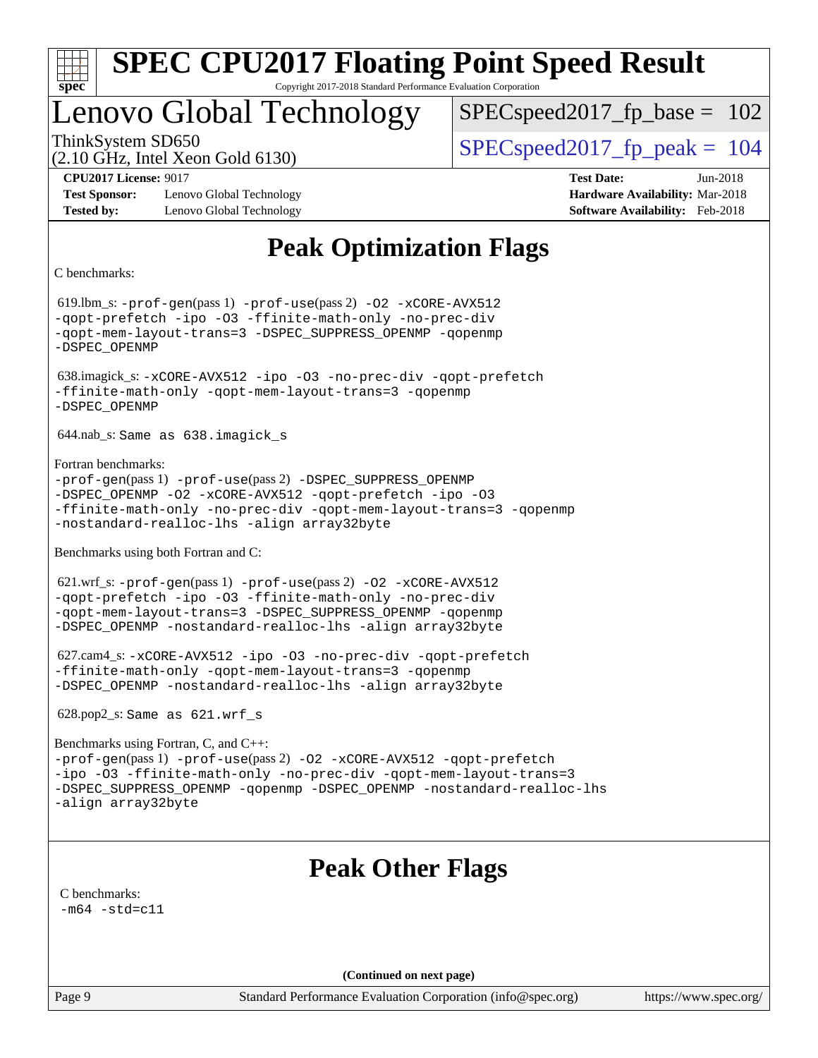# SPEC CPU2017 Floating Point Speed Result

Copyright 2017-2018 Standard Performance Evaluation Corporation

# Lenovo Global Technology

ThinkSystem SD650
(2.10 GHz, Intel Xeon Gold 6130)

SPECspeed2017_fp_base = 102

SPECspeed2017_fp_peak = 104

**CPU2017 License:** 9017
**Test Sponsor:** Lenovo Global Technology
**Tested by:** Lenovo Global Technology

**Test Date:** Jun-2018
**Hardware Availability:** Mar-2018
**Software Availability:** Feb-2018

## Peak Optimization Flags

C benchmarks:

619.lbm_s: -prof-gen(pass 1) -prof-use(pass 2) -O2 -xCORE-AVX512 -qopt-prefetch -ipo -O3 -ffinite-math-only -no-prec-div -qopt-mem-layout-trans=3 -DSPEC_SUPPRESS_OPENMP -qopenmp -DSPEC_OPENMP

638.imagick_s: -xCORE-AVX512 -ipo -O3 -no-prec-div -qopt-prefetch -ffinite-math-only -qopt-mem-layout-trans=3 -qopenmp -DSPEC_OPENMP

644.nab_s: Same as 638.imagick_s

Fortran benchmarks:

-prof-gen(pass 1) -prof-use(pass 2) -DSPEC_SUPPRESS_OPENMP -DSPEC_OPENMP -O2 -xCORE-AVX512 -qopt-prefetch -ipo -O3 -ffinite-math-only -no-prec-div -qopt-mem-layout-trans=3 -qopenmp -nostandard-realloc-lhs -align array32byte

Benchmarks using both Fortran and C:

621.wrf_s: -prof-gen(pass 1) -prof-use(pass 2) -O2 -xCORE-AVX512 -qopt-prefetch -ipo -O3 -ffinite-math-only -no-prec-div -qopt-mem-layout-trans=3 -DSPEC_SUPPRESS_OPENMP -qopenmp -DSPEC_OPENMP -nostandard-realloc-lhs -align array32byte

627.cam4_s: -xCORE-AVX512 -ipo -O3 -no-prec-div -qopt-prefetch -ffinite-math-only -qopt-mem-layout-trans=3 -qopenmp -DSPEC_OPENMP -nostandard-realloc-lhs -align array32byte

628.pop2_s: Same as 621.wrf_s

Benchmarks using Fortran, C, and C++:

-prof-gen(pass 1) -prof-use(pass 2) -O2 -xCORE-AVX512 -qopt-prefetch -ipo -O3 -ffinite-math-only -no-prec-div -qopt-mem-layout-trans=3 -DSPEC_SUPPRESS_OPENMP -qopenmp -DSPEC_OPENMP -nostandard-realloc-lhs -align array32byte

## Peak Other Flags

C benchmarks:

-m64 -std=c11

**(Continued on next page)**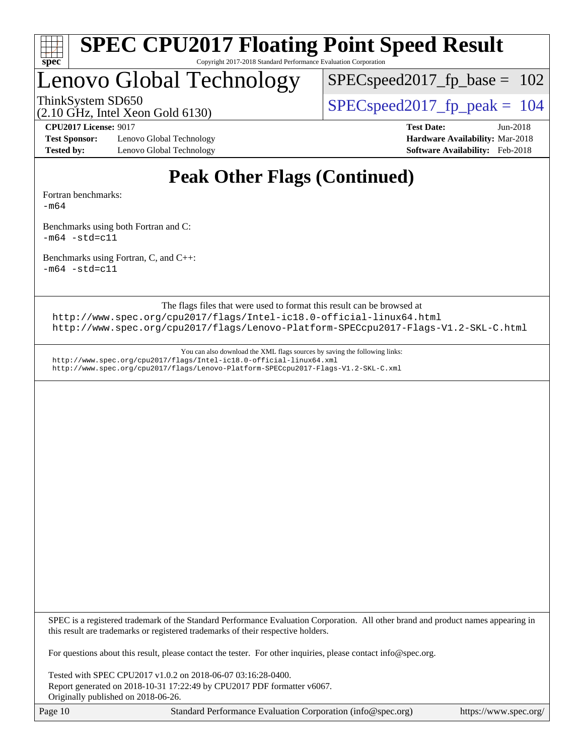## Peak Other Flags (Continued)

Fortran benchmarks:
-m64

Benchmarks using both Fortran and C:
-m64 -std=c11

Benchmarks using Fortran, C, and C++:
-m64 -std=c11

The flags files that were used to format this result can be browsed at
http://www.spec.org/cpu2017/flags/Intel-ic18.0-official-linux64.html
http://www.spec.org/cpu2017/flags/Lenovo-Platform-SPECcpu2017-Flags-V1.2-SKL-C.html

You can also download the XML flags sources by saving the following links:
http://www.spec.org/cpu2017/flags/Intel-ic18.0-official-linux64.xml
http://www.spec.org/cpu2017/flags/Lenovo-Platform-SPECcpu2017-Flags-V1.2-SKL-C.xml

SPEC is a registered trademark of the Standard Performance Evaluation Corporation. All other brand and product names appearing in this result are trademarks or registered trademarks of their respective holders.

For questions about this result, please contact the tester. For other inquiries, please contact info@spec.org.

Tested with SPEC CPU2017 v1.0.2 on 2018-06-07 03:16:28-0400.
Report generated on 2018-10-31 17:22:49 by CPU2017 PDF formatter v6067.
Originally published on 2018-06-26.